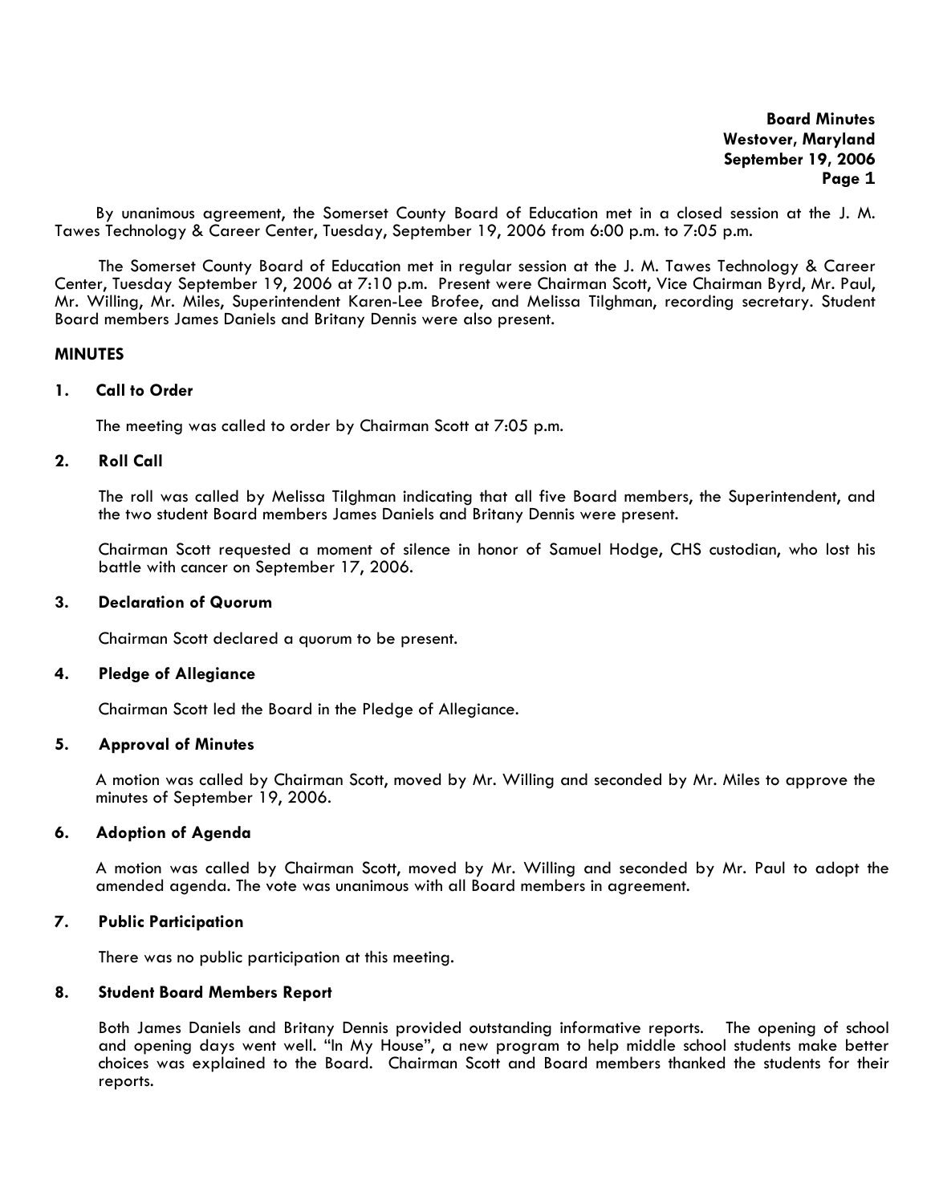By unanimous agreement, the Somerset County Board of Education met in a closed session at the J. M. Tawes Technology & Career Center, Tuesday, September 19, 2006 from 6:00 p.m. to 7:05 p.m.

The Somerset County Board of Education met in regular session at the J. M. Tawes Technology & Career Center, Tuesday September 19, 2006 at 7:10 p.m. Present were Chairman Scott, Vice Chairman Byrd, Mr. Paul, Mr. Willing, Mr. Miles, Superintendent Karen-Lee Brofee, and Melissa Tilghman, recording secretary. Student Board members James Daniels and Britany Dennis were also present.

## MINUTES

### 1. Call to Order

The meeting was called to order by Chairman Scott at 7:05 p.m.

### 2. Roll Call

The roll was called by Melissa Tilghman indicating that all five Board members, the Superintendent, and the two student Board members James Daniels and Britany Dennis were present.

Chairman Scott requested a moment of silence in honor of Samuel Hodge, CHS custodian, who lost his battle with cancer on September 17, 2006.

### 3. Declaration of Quorum

Chairman Scott declared a quorum to be present.

### 4. Pledge of Allegiance

Chairman Scott led the Board in the Pledge of Allegiance.

### 5. Approval of Minutes

A motion was called by Chairman Scott, moved by Mr. Willing and seconded by Mr. Miles to approve the minutes of September 19, 2006.

### 6. Adoption of Agenda

A motion was called by Chairman Scott, moved by Mr. Willing and seconded by Mr. Paul to adopt the amended agenda. The vote was unanimous with all Board members in agreement.

### 7. Public Participation

There was no public participation at this meeting.

### 8. Student Board Members Report

Both James Daniels and Britany Dennis provided outstanding informative reports. The opening of school and opening days went well. "In My House", a new program to help middle school students make better choices was explained to the Board. Chairman Scott and Board members thanked the students for their reports.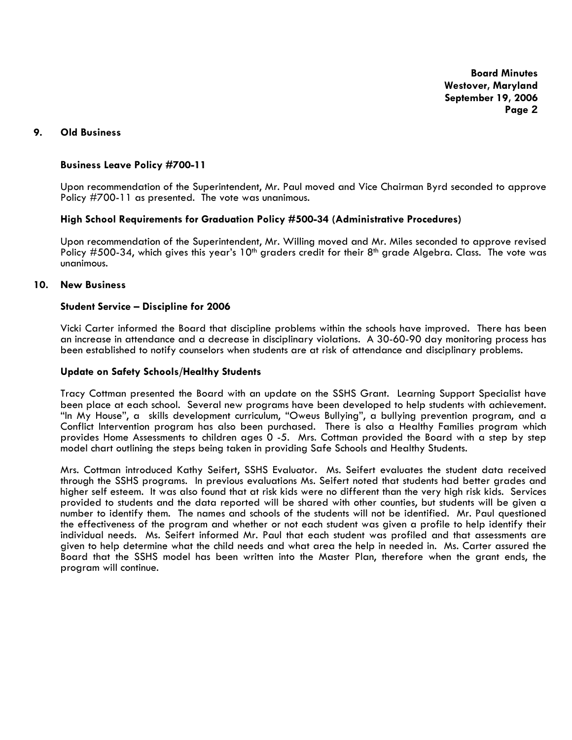## 9. Old Business

### Business Leave Policy #700-11

Upon recommendation of the Superintendent, Mr. Paul moved and Vice Chairman Byrd seconded to approve Policy #700-11 as presented. The vote was unanimous.

### High School Requirements for Graduation Policy #500-34 (Administrative Procedures)

Upon recommendation of the Superintendent, Mr. Willing moved and Mr. Miles seconded to approve revised Policy #500-34, which gives this year's 10th graders credit for their 8th grade Algebra. Class. The vote was unanimous.

## 10. New Business

### Student Service – Discipline for 2006

Vicki Carter informed the Board that discipline problems within the schools have improved. There has been an increase in attendance and a decrease in disciplinary violations. A 30-60-90 day monitoring process has been established to notify counselors when students are at risk of attendance and disciplinary problems.

### Update on Safety Schools/Healthy Students

Tracy Cottman presented the Board with an update on the SSHS Grant. Learning Support Specialist have been place at each school. Several new programs have been developed to help students with achievement. "In My House", a skills development curriculum, "Oweus Bullying", a bullying prevention program, and a Conflict Intervention program has also been purchased. There is also a Healthy Families program which provides Home Assessments to children ages 0 -5. Mrs. Cottman provided the Board with a step by step model chart outlining the steps being taken in providing Safe Schools and Healthy Students.

Mrs. Cottman introduced Kathy Seifert, SSHS Evaluator. Ms. Seifert evaluates the student data received through the SSHS programs. In previous evaluations Ms. Seifert noted that students had better grades and higher self esteem. It was also found that at risk kids were no different than the very high risk kids. Services provided to students and the data reported will be shared with other counties, but students will be given a number to identify them. The names and schools of the students will not be identified. Mr. Paul questioned the effectiveness of the program and whether or not each student was given a profile to help identify their individual needs. Ms. Seifert informed Mr. Paul that each student was profiled and that assessments are given to help determine what the child needs and what area the help in needed in. Ms. Carter assured the Board that the SSHS model has been written into the Master Plan, therefore when the grant ends, the program will continue.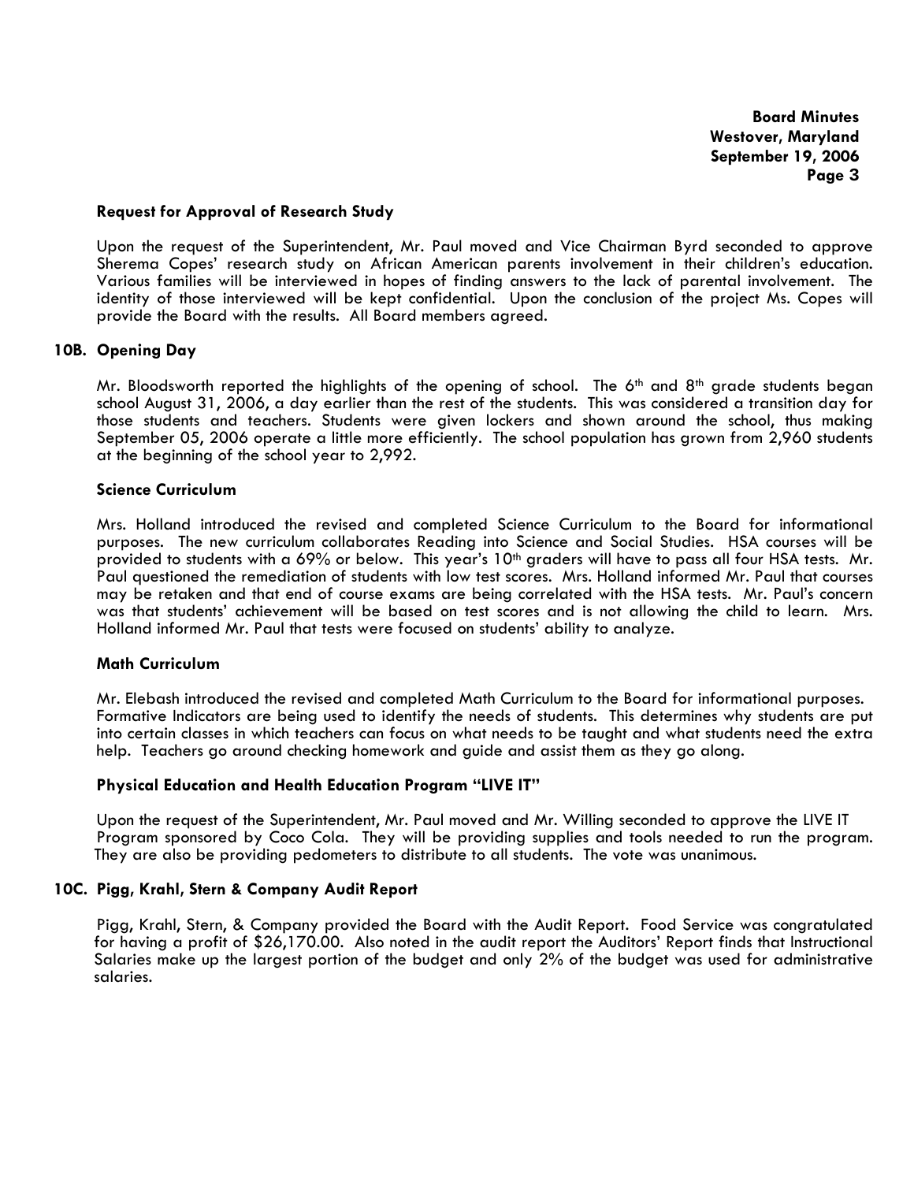### Request for Approval of Research Study

Upon the request of the Superintendent, Mr. Paul moved and Vice Chairman Byrd seconded to approve Sherema Copes' research study on African American parents involvement in their children's education. Various families will be interviewed in hopes of finding answers to the lack of parental involvement. The identity of those interviewed will be kept confidential. Upon the conclusion of the project Ms. Copes will provide the Board with the results. All Board members agreed.

### 10B. Opening Day

Mr. Bloodsworth reported the highlights of the opening of school. The 6th and 8th grade students began school August 31, 2006, a day earlier than the rest of the students. This was considered a transition day for those students and teachers. Students were given lockers and shown around the school, thus making September 05, 2006 operate a little more efficiently. The school population has grown from 2,960 students at the beginning of the school year to 2,992.

### Science Curriculum

Mrs. Holland introduced the revised and completed Science Curriculum to the Board for informational purposes. The new curriculum collaborates Reading into Science and Social Studies. HSA courses will be provided to students with a 69% or below. This year's 10th graders will have to pass all four HSA tests. Mr. Paul questioned the remediation of students with low test scores. Mrs. Holland informed Mr. Paul that courses may be retaken and that end of course exams are being correlated with the HSA tests. Mr. Paul's concern was that students' achievement will be based on test scores and is not allowing the child to learn. Mrs. Holland informed Mr. Paul that tests were focused on students' ability to analyze.

### Math Curriculum

Mr. Elebash introduced the revised and completed Math Curriculum to the Board for informational purposes. Formative Indicators are being used to identify the needs of students. This determines why students are put into certain classes in which teachers can focus on what needs to be taught and what students need the extra help. Teachers go around checking homework and guide and assist them as they go along.

### Physical Education and Health Education Program "LIVE IT"

Upon the request of the Superintendent, Mr. Paul moved and Mr. Willing seconded to approve the LIVE IT Program sponsored by Coco Cola. They will be providing supplies and tools needed to run the program. They are also be providing pedometers to distribute to all students. The vote was unanimous.

### 10C. Pigg, Krahl, Stern & Company Audit Report

Pigg, Krahl, Stern, & Company provided the Board with the Audit Report. Food Service was congratulated for having a profit of $26,170.00. Also noted in the audit report the Auditors' Report finds that Instructional Salaries make up the largest portion of the budget and only 2% of the budget was used for administrative salaries.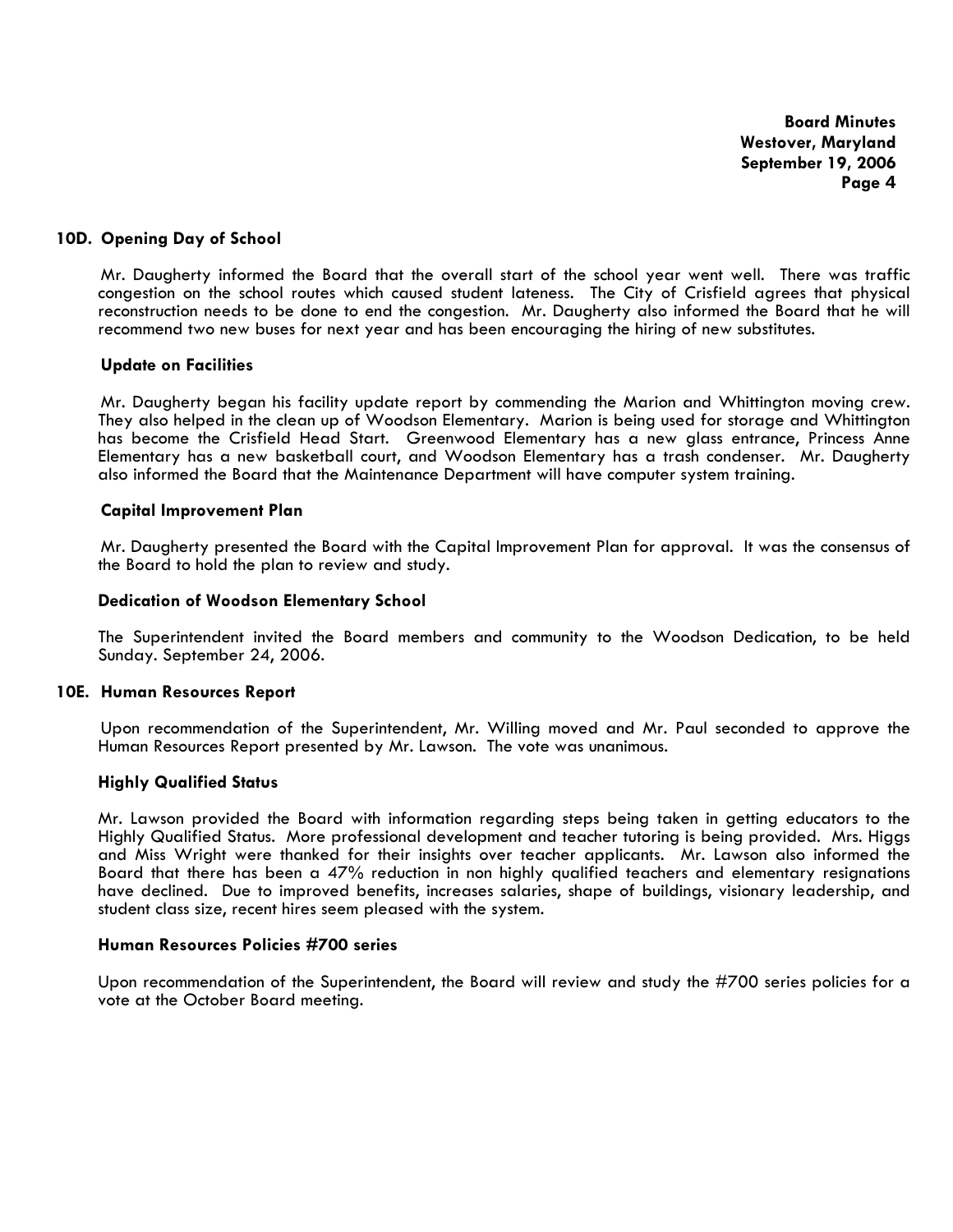### 10D. Opening Day of School

Mr. Daugherty informed the Board that the overall start of the school year went well. There was traffic congestion on the school routes which caused student lateness. The City of Crisfield agrees that physical reconstruction needs to be done to end the congestion. Mr. Daugherty also informed the Board that he will recommend two new buses for next year and has been encouraging the hiring of new substitutes.

#### Update on Facilities

Mr. Daugherty began his facility update report by commending the Marion and Whittington moving crew. They also helped in the clean up of Woodson Elementary. Marion is being used for storage and Whittington has become the Crisfield Head Start. Greenwood Elementary has a new glass entrance, Princess Anne Elementary has a new basketball court, and Woodson Elementary has a trash condenser. Mr. Daugherty also informed the Board that the Maintenance Department will have computer system training.

#### Capital Improvement Plan

Mr. Daugherty presented the Board with the Capital Improvement Plan for approval. It was the consensus of the Board to hold the plan to review and study.

#### Dedication of Woodson Elementary School

The Superintendent invited the Board members and community to the Woodson Dedication, to be held Sunday. September 24, 2006.

### 10E. Human Resources Report

Upon recommendation of the Superintendent, Mr. Willing moved and Mr. Paul seconded to approve the Human Resources Report presented by Mr. Lawson. The vote was unanimous.

#### Highly Qualified Status

Mr. Lawson provided the Board with information regarding steps being taken in getting educators to the Highly Qualified Status. More professional development and teacher tutoring is being provided. Mrs. Higgs and Miss Wright were thanked for their insights over teacher applicants. Mr. Lawson also informed the Board that there has been a 47% reduction in non highly qualified teachers and elementary resignations have declined. Due to improved benefits, increases salaries, shape of buildings, visionary leadership, and student class size, recent hires seem pleased with the system.

#### Human Resources Policies #700 series

Upon recommendation of the Superintendent, the Board will review and study the #700 series policies for a vote at the October Board meeting.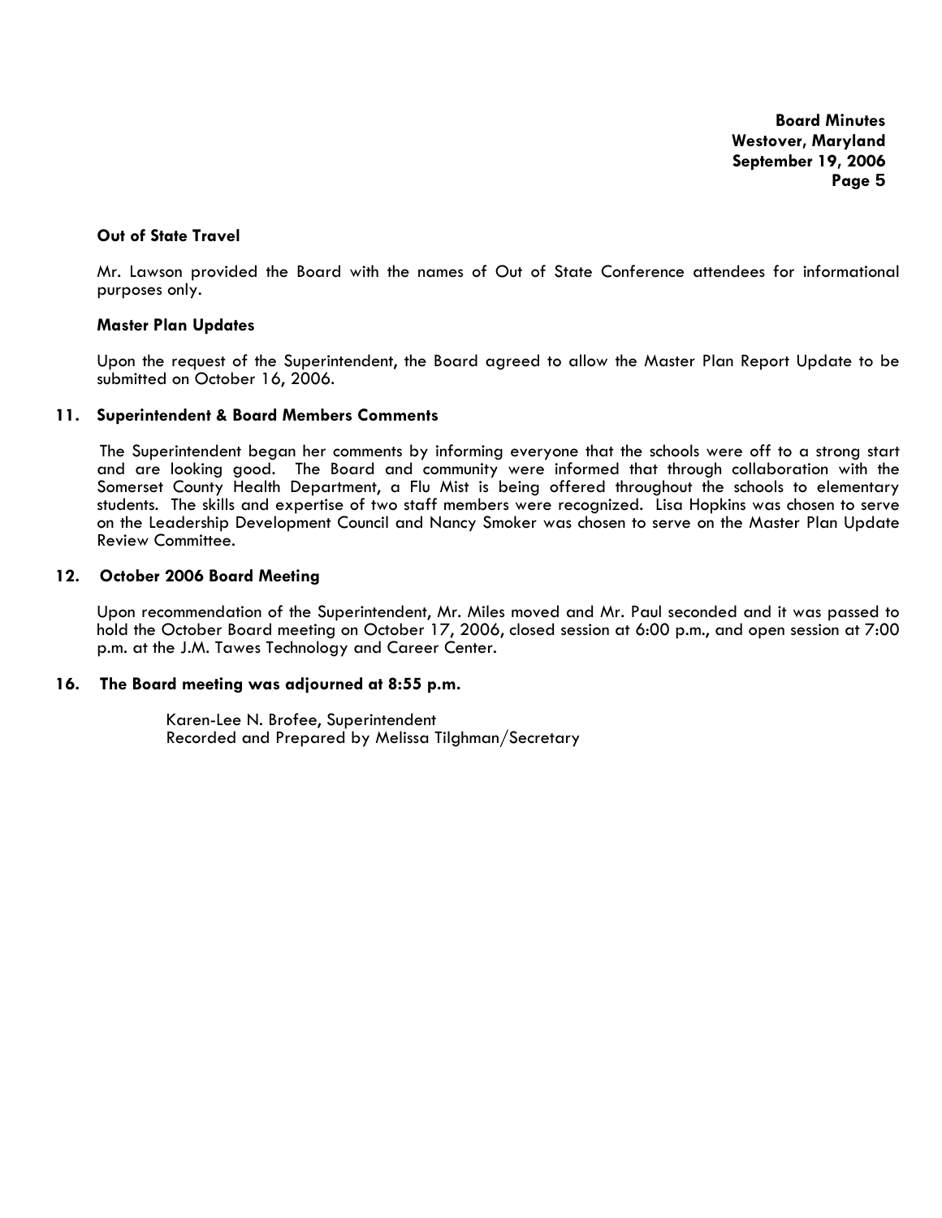**Out of State Travel**

Mr. Lawson provided the Board with the names of Out of State Conference attendees for informational purposes only.

**Master Plan Updates**

Upon the request of the Superintendent, the Board agreed to allow the Master Plan Report Update to be submitted on October 16, 2006.

**11. Superintendent & Board Members Comments**

The Superintendent began her comments by informing everyone that the schools were off to a strong start and are looking good. The Board and community were informed that through collaboration with the Somerset County Health Department, a Flu Mist is being offered throughout the schools to elementary students. The skills and expertise of two staff members were recognized. Lisa Hopkins was chosen to serve on the Leadership Development Council and Nancy Smoker was chosen to serve on the Master Plan Update Review Committee.

**12. October 2006 Board Meeting**

Upon recommendation of the Superintendent, Mr. Miles moved and Mr. Paul seconded and it was passed to hold the October Board meeting on October 17, 2006, closed session at 6:00 p.m., and open session at 7:00 p.m. at the J.M. Tawes Technology and Career Center.

**16. The Board meeting was adjourned at 8:55 p.m.**

Karen-Lee N. Brofee, Superintendent
Recorded and Prepared by Melissa Tilghman/Secretary